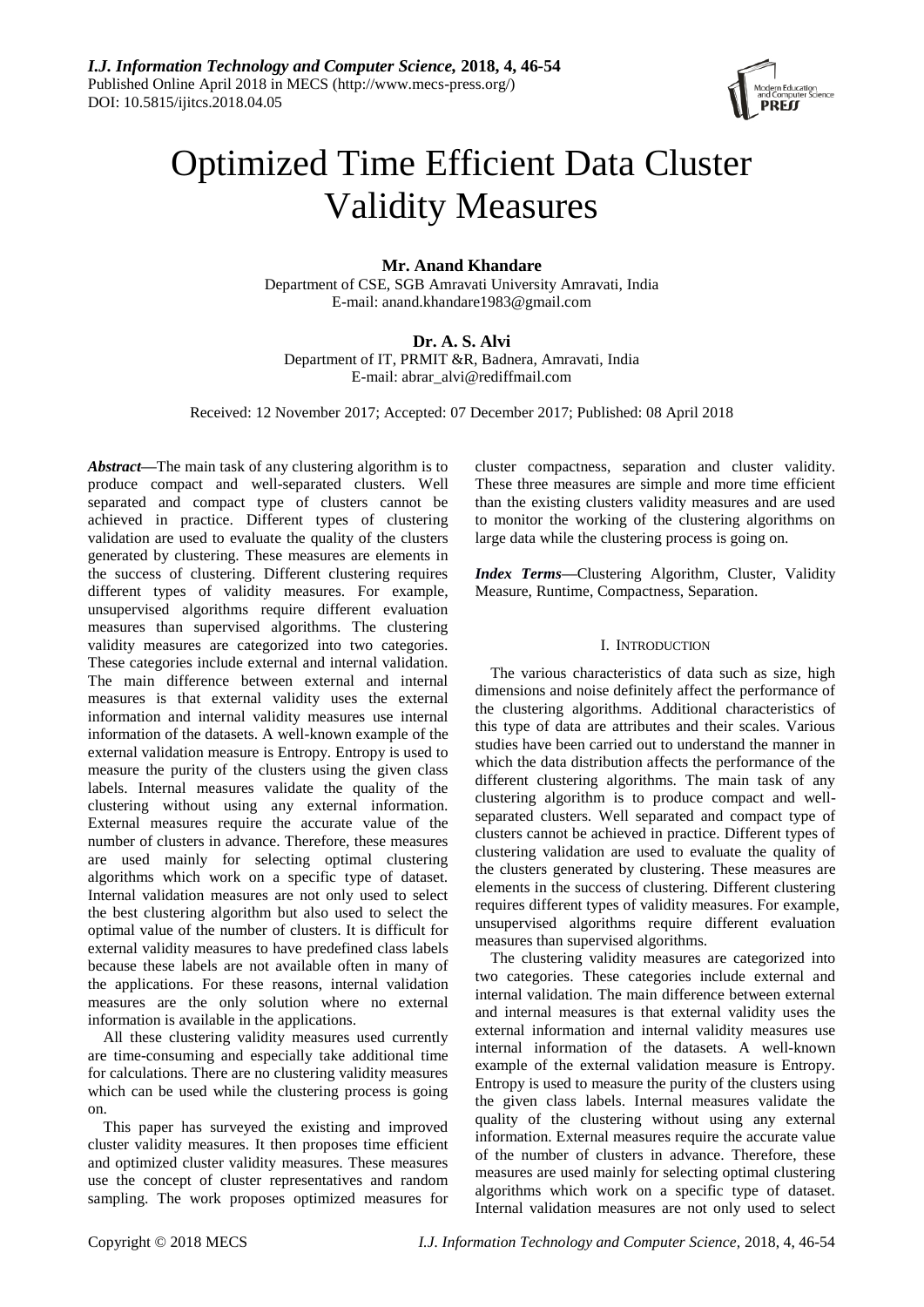# Optimized Time Efficient Data Cluster Validity Measures

**Mr. Anand Khandare**
Department of CSE, SGB Amravati University Amravati, India
E-mail: anand.khandare1983@gmail.com

**Dr. A. S. Alvi**
Department of IT, PRMIT &R, Badnera, Amravati, India
E-mail: abrar_alvi@rediffmail.com

Received: 12 November 2017; Accepted: 07 December 2017; Published: 08 April 2018

***Abstract*—**The main task of any clustering algorithm is to produce compact and well-separated clusters. Well separated and compact type of clusters cannot be achieved in practice. Different types of clustering validation are used to evaluate the quality of the clusters generated by clustering. These measures are elements in the success of clustering. Different clustering requires different types of validity measures. For example, unsupervised algorithms require different evaluation measures than supervised algorithms. The clustering validity measures are categorized into two categories. These categories include external and internal validation. The main difference between external and internal measures is that external validity uses the external information and internal validity measures use internal information of the datasets. A well-known example of the external validation measure is Entropy. Entropy is used to measure the purity of the clusters using the given class labels. Internal measures validate the quality of the clustering without using any external information. External measures require the accurate value of the number of clusters in advance. Therefore, these measures are used mainly for selecting optimal clustering algorithms which work on a specific type of dataset. Internal validation measures are not only used to select the best clustering algorithm but also used to select the optimal value of the number of clusters. It is difficult for external validity measures to have predefined class labels because these labels are not available often in many of the applications. For these reasons, internal validation measures are the only solution where no external information is available in the applications.

All these clustering validity measures used currently are time-consuming and especially take additional time for calculations. There are no clustering validity measures which can be used while the clustering process is going on.

This paper has surveyed the existing and improved cluster validity measures. It then proposes time efficient and optimized cluster validity measures. These measures use the concept of cluster representatives and random sampling. The work proposes optimized measures for cluster compactness, separation and cluster validity. These three measures are simple and more time efficient than the existing clusters validity measures and are used to monitor the working of the clustering algorithms on large data while the clustering process is going on.

***Index Terms*—**Clustering Algorithm, Cluster, Validity Measure, Runtime, Compactness, Separation.

## I. Introduction

The various characteristics of data such as size, high dimensions and noise definitely affect the performance of the clustering algorithms. Additional characteristics of this type of data are attributes and their scales. Various studies have been carried out to understand the manner in which the data distribution affects the performance of the different clustering algorithms. The main task of any clustering algorithm is to produce compact and well-separated clusters. Well separated and compact type of clusters cannot be achieved in practice. Different types of clustering validation are used to evaluate the quality of the clusters generated by clustering. These measures are elements in the success of clustering. Different clustering requires different types of validity measures. For example, unsupervised algorithms require different evaluation measures than supervised algorithms.

The clustering validity measures are categorized into two categories. These categories include external and internal validation. The main difference between external and internal measures is that external validity uses the external information and internal validity measures use internal information of the datasets. A well-known example of the external validation measure is Entropy. Entropy is used to measure the purity of the clusters using the given class labels. Internal measures validate the quality of the clustering without using any external information. External measures require the accurate value of the number of clusters in advance. Therefore, these measures are used mainly for selecting optimal clustering algorithms which work on a specific type of dataset. Internal validation measures are not only used to select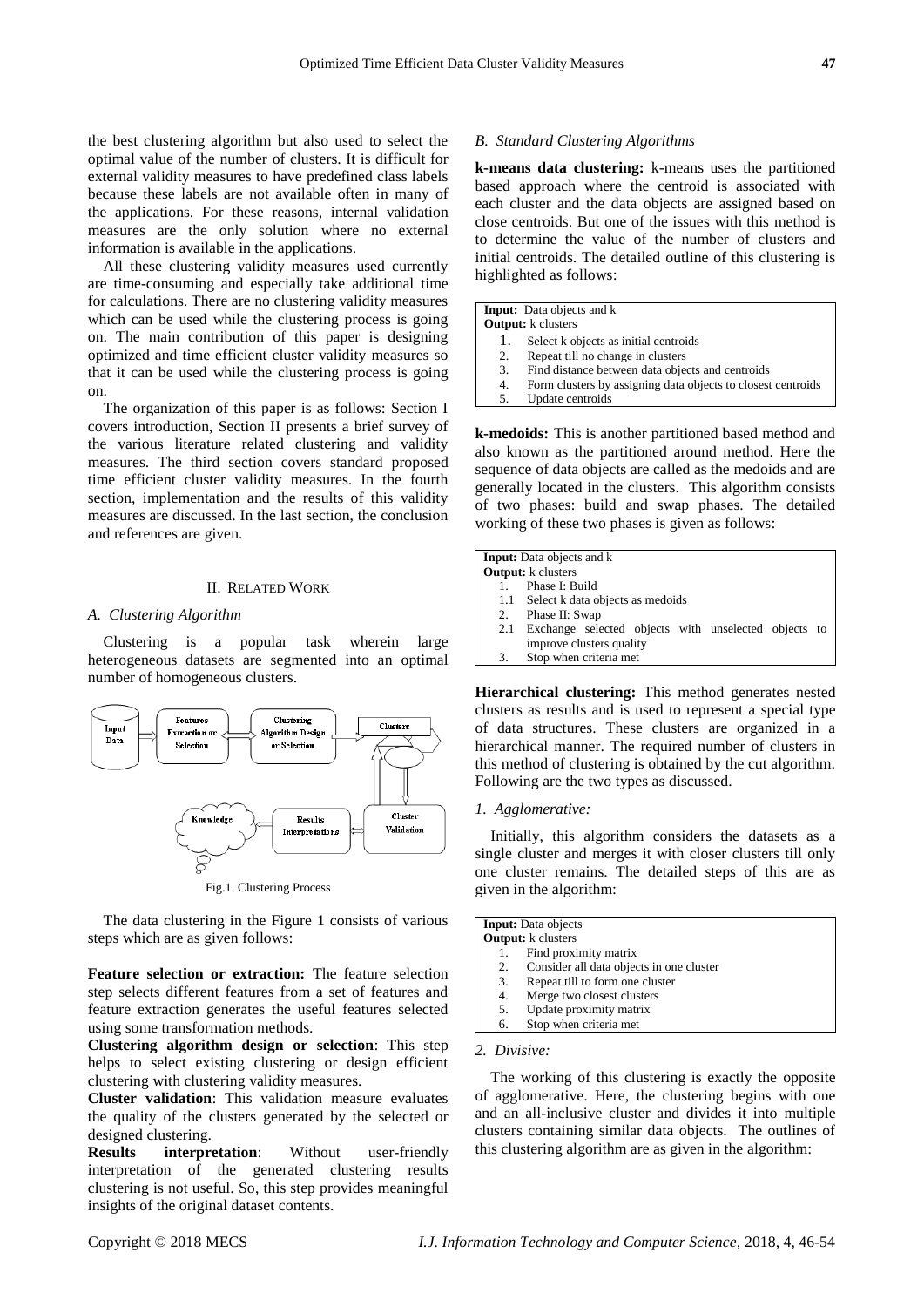the best clustering algorithm but also used to select the optimal value of the number of clusters. It is difficult for external validity measures to have predefined class labels because these labels are not available often in many of the applications. For these reasons, internal validation measures are the only solution where no external information is available in the applications.

All these clustering validity measures used currently are time-consuming and especially take additional time for calculations. There are no clustering validity measures which can be used while the clustering process is going on. The main contribution of this paper is designing optimized and time efficient cluster validity measures so that it can be used while the clustering process is going on.

The organization of this paper is as follows: Section I covers introduction, Section II presents a brief survey of the various literature related clustering and validity measures. The third section covers standard proposed time efficient cluster validity measures. In the fourth section, implementation and the results of this validity measures are discussed. In the last section, the conclusion and references are given.

## II. Related Work

### *A. Clustering Algorithm*

Clustering is a popular task wherein large heterogeneous datasets are segmented into an optimal number of homogeneous clusters.

Fig.1. Clustering Process

The data clustering in the Figure 1 consists of various steps which are as given follows:

**Feature selection or extraction:** The feature selection step selects different features from a set of features and feature extraction generates the useful features selected using some transformation methods.

**Clustering algorithm design or selection**: This step helps to select existing clustering or design efficient clustering with clustering validity measures.

**Cluster validation**: This validation measure evaluates the quality of the clusters generated by the selected or designed clustering.

**Results interpretation**: Without user-friendly interpretation of the generated clustering results clustering is not useful. So, this step provides meaningful insights of the original dataset contents.

### *B. Standard Clustering Algorithms*

**k-means data clustering:** k-means uses the partitioned based approach where the centroid is associated with each cluster and the data objects are assigned based on close centroids. But one of the issues with this method is to determine the value of the number of clusters and initial centroids. The detailed outline of this clustering is highlighted as follows:

```
Input: Data objects and k
Output: k clusters
  1. Select k objects as initial centroids
  2. Repeat till no change in clusters
  3. Find distance between data objects and centroids
  4. Form clusters by assigning data objects to closest centroids
  5. Update centroids
```

**k-medoids:** This is another partitioned based method and also known as the partitioned around method. Here the sequence of data objects are called as the medoids and are generally located in the clusters. This algorithm consists of two phases: build and swap phases. The detailed working of these two phases is given as follows:

```
Input: Data objects and k
Output: k clusters
  1.  Phase I: Build
  1.1 Select k data objects as medoids
  2.  Phase II: Swap
  2.1 Exchange selected objects with unselected objects to
      improve clusters quality
  3.  Stop when criteria met
```

**Hierarchical clustering:** This method generates nested clusters as results and is used to represent a special type of data structures. These clusters are organized in a hierarchical manner. The required number of clusters in this method of clustering is obtained by the cut algorithm. Following are the two types as discussed.

*1. Agglomerative:*

Initially, this algorithm considers the datasets as a single cluster and merges it with closer clusters till only one cluster remains. The detailed steps of this are as given in the algorithm:

```
Input: Data objects
Output: k clusters
  1. Find proximity matrix
  2. Consider all data objects in one cluster
  3. Repeat till to form one cluster
  4. Merge two closest clusters
  5. Update proximity matrix
  6. Stop when criteria met
```

*2. Divisive:*

The working of this clustering is exactly the opposite of agglomerative. Here, the clustering begins with one and an all-inclusive cluster and divides it into multiple clusters containing similar data objects. The outlines of this clustering algorithm are as given in the algorithm: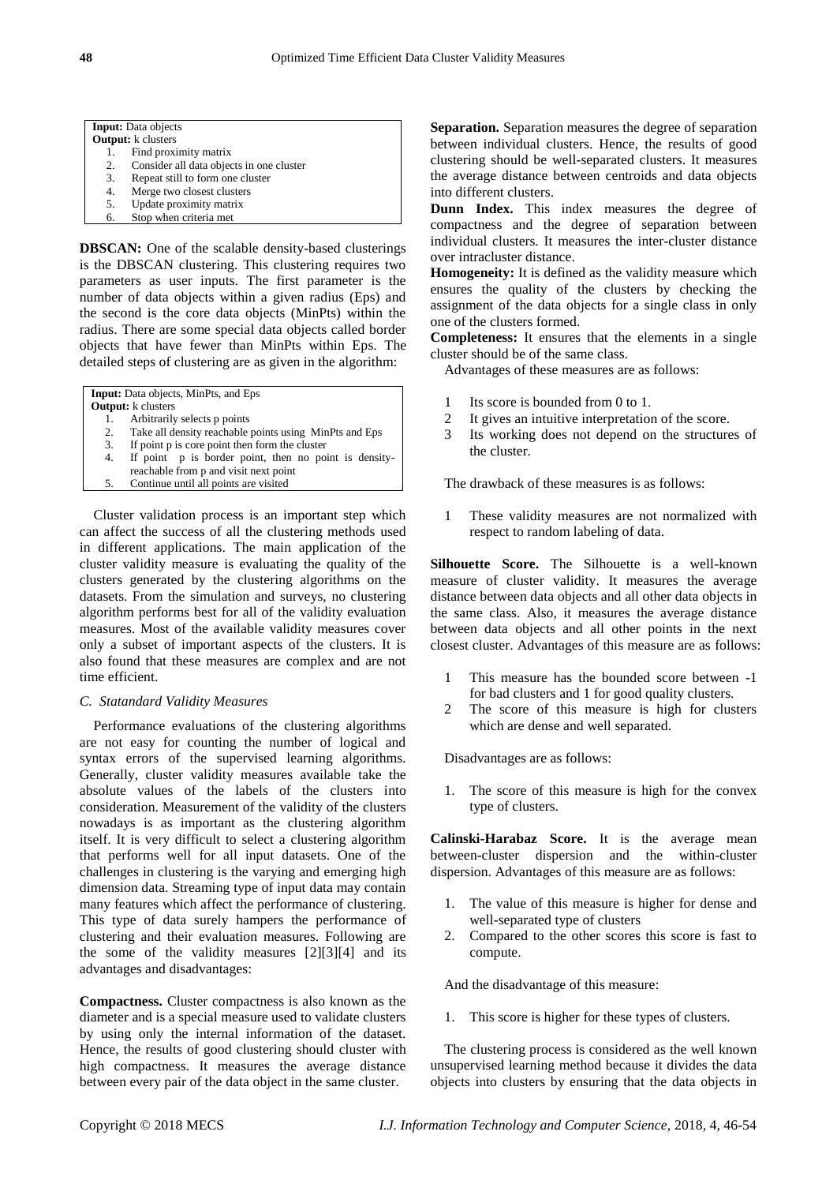**Input:** Data objects
**Output:** k clusters

1. Find proximity matrix
2. Consider all data objects in one cluster
3. Repeat still to form one cluster
4. Merge two closest clusters
5. Update proximity matrix
6. Stop when criteria met

**DBSCAN:** One of the scalable density-based clusterings is the DBSCAN clustering. This clustering requires two parameters as user inputs. The first parameter is the number of data objects within a given radius (Eps) and the second is the core data objects (MinPts) within the radius. There are some special data objects called border objects that have fewer than MinPts within Eps. The detailed steps of clustering are as given in the algorithm:

**Input:** Data objects, MinPts, and Eps
**Output:** k clusters

1. Arbitrarily selects p points
2. Take all density reachable points using MinPts and Eps
3. If point p is core point then form the cluster
4. If point p is border point, then no point is density-reachable from p and visit next point
5. Continue until all points are visited

Cluster validation process is an important step which can affect the success of all the clustering methods used in different applications. The main application of the cluster validity measure is evaluating the quality of the clusters generated by the clustering algorithms on the datasets. From the simulation and surveys, no clustering algorithm performs best for all of the validity evaluation measures. Most of the available validity measures cover only a subset of important aspects of the clusters. It is also found that these measures are complex and are not time efficient.

### *C. Statandard Validity Measures*

Performance evaluations of the clustering algorithms are not easy for counting the number of logical and syntax errors of the supervised learning algorithms. Generally, cluster validity measures available take the absolute values of the labels of the clusters into consideration. Measurement of the validity of the clusters nowadays is as important as the clustering algorithm itself. It is very difficult to select a clustering algorithm that performs well for all input datasets. One of the challenges in clustering is the varying and emerging high dimension data. Streaming type of input data may contain many features which affect the performance of clustering. This type of data surely hampers the performance of clustering and their evaluation measures. Following are the some of the validity measures [2][3][4] and its advantages and disadvantages:

**Compactness.** Cluster compactness is also known as the diameter and is a special measure used to validate clusters by using only the internal information of the dataset. Hence, the results of good clustering should cluster with high compactness. It measures the average distance between every pair of the data object in the same cluster.

**Separation.** Separation measures the degree of separation between individual clusters. Hence, the results of good clustering should be well-separated clusters. It measures the average distance between centroids and data objects into different clusters.

**Dunn Index.** This index measures the degree of compactness and the degree of separation between individual clusters. It measures the inter-cluster distance over intracluster distance.

**Homogeneity:** It is defined as the validity measure which ensures the quality of the clusters by checking the assignment of the data objects for a single class in only one of the clusters formed.

**Completeness:** It ensures that the elements in a single cluster should be of the same class.

Advantages of these measures are as follows:

1. Its score is bounded from 0 to 1.
2. It gives an intuitive interpretation of the score.
3. Its working does not depend on the structures of the cluster.

The drawback of these measures is as follows:

1. These validity measures are not normalized with respect to random labeling of data.

**Silhouette Score.** The Silhouette is a well-known measure of cluster validity. It measures the average distance between data objects and all other data objects in the same class. Also, it measures the average distance between data objects and all other points in the next closest cluster. Advantages of this measure are as follows:

1. This measure has the bounded score between -1 for bad clusters and 1 for good quality clusters.
2. The score of this measure is high for clusters which are dense and well separated.

Disadvantages are as follows:

1. The score of this measure is high for the convex type of clusters.

**Calinski-Harabaz Score.** It is the average mean between-cluster dispersion and the within-cluster dispersion. Advantages of this measure are as follows:

1. The value of this measure is higher for dense and well-separated type of clusters
2. Compared to the other scores this score is fast to compute.

And the disadvantage of this measure:

1. This score is higher for these types of clusters.

The clustering process is considered as the well known unsupervised learning method because it divides the data objects into clusters by ensuring that the data objects in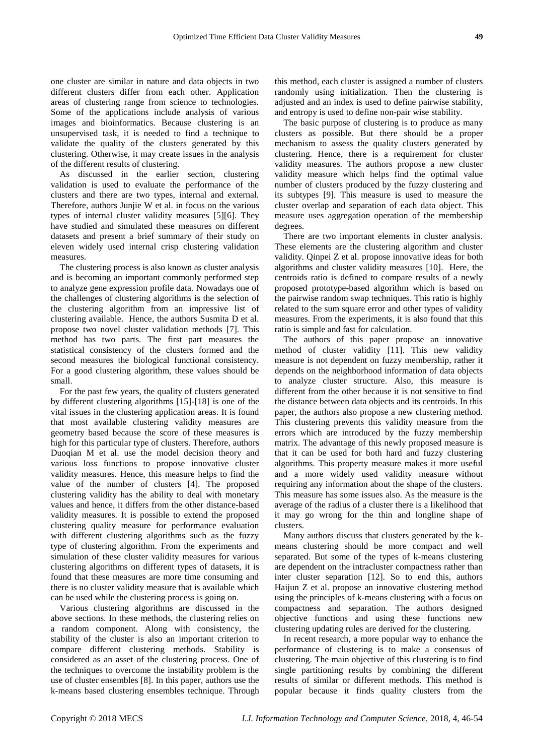one cluster are similar in nature and data objects in two different clusters differ from each other. Application areas of clustering range from science to technologies. Some of the applications include analysis of various images and bioinformatics. Because clustering is an unsupervised task, it is needed to find a technique to validate the quality of the clusters generated by this clustering. Otherwise, it may create issues in the analysis of the different results of clustering.

As discussed in the earlier section, clustering validation is used to evaluate the performance of the clusters and there are two types, internal and external. Therefore, authors Junjie W et al. in focus on the various types of internal cluster validity measures [5][6]. They have studied and simulated these measures on different datasets and present a brief summary of their study on eleven widely used internal crisp clustering validation measures.

The clustering process is also known as cluster analysis and is becoming an important commonly performed step to analyze gene expression profile data. Nowadays one of the challenges of clustering algorithms is the selection of the clustering algorithm from an impressive list of clustering available. Hence, the authors Susmita D et al. propose two novel cluster validation methods [7]. This method has two parts. The first part measures the statistical consistency of the clusters formed and the second measures the biological functional consistency. For a good clustering algorithm, these values should be small.

For the past few years, the quality of clusters generated by different clustering algorithms [15]-[18] is one of the vital issues in the clustering application areas. It is found that most available clustering validity measures are geometry based because the score of these measures is high for this particular type of clusters. Therefore, authors Duoqian M et al. use the model decision theory and various loss functions to propose innovative cluster validity measures. Hence, this measure helps to find the value of the number of clusters [4]. The proposed clustering validity has the ability to deal with monetary values and hence, it differs from the other distance-based validity measures. It is possible to extend the proposed clustering quality measure for performance evaluation with different clustering algorithms such as the fuzzy type of clustering algorithm. From the experiments and simulation of these cluster validity measures for various clustering algorithms on different types of datasets, it is found that these measures are more time consuming and there is no cluster validity measure that is available which can be used while the clustering process is going on.

Various clustering algorithms are discussed in the above sections. In these methods, the clustering relies on a random component. Along with consistency, the stability of the cluster is also an important criterion to compare different clustering methods. Stability is considered as an asset of the clustering process. One of the techniques to overcome the instability problem is the use of cluster ensembles [8]. In this paper, authors use the k-means based clustering ensembles technique. Through this method, each cluster is assigned a number of clusters randomly using initialization. Then the clustering is adjusted and an index is used to define pairwise stability, and entropy is used to define non-pair wise stability.

The basic purpose of clustering is to produce as many clusters as possible. But there should be a proper mechanism to assess the quality clusters generated by clustering. Hence, there is a requirement for cluster validity measures. The authors propose a new cluster validity measure which helps find the optimal value number of clusters produced by the fuzzy clustering and its subtypes [9]. This measure is used to measure the cluster overlap and separation of each data object. This measure uses aggregation operation of the membership degrees.

There are two important elements in cluster analysis. These elements are the clustering algorithm and cluster validity. Qinpei Z et al. propose innovative ideas for both algorithms and cluster validity measures [10]. Here, the centroids ratio is defined to compare results of a newly proposed prototype-based algorithm which is based on the pairwise random swap techniques. This ratio is highly related to the sum square error and other types of validity measures. From the experiments, it is also found that this ratio is simple and fast for calculation.

The authors of this paper propose an innovative method of cluster validity [11]. This new validity measure is not dependent on fuzzy membership, rather it depends on the neighborhood information of data objects to analyze cluster structure. Also, this measure is different from the other because it is not sensitive to find the distance between data objects and its centroids. In this paper, the authors also propose a new clustering method. This clustering prevents this validity measure from the errors which are introduced by the fuzzy membership matrix. The advantage of this newly proposed measure is that it can be used for both hard and fuzzy clustering algorithms. This property measure makes it more useful and a more widely used validity measure without requiring any information about the shape of the clusters. This measure has some issues also. As the measure is the average of the radius of a cluster there is a likelihood that it may go wrong for the thin and longline shape of clusters.

Many authors discuss that clusters generated by the k-means clustering should be more compact and well separated. But some of the types of k-means clustering are dependent on the intracluster compactness rather than inter cluster separation [12]. So to end this, authors Haijun Z et al. propose an innovative clustering method using the principles of k-means clustering with a focus on compactness and separation. The authors designed objective functions and using these functions new clustering updating rules are derived for the clustering.

In recent research, a more popular way to enhance the performance of clustering is to make a consensus of clustering. The main objective of this clustering is to find single partitioning results by combining the different results of similar or different methods. This method is popular because it finds quality clusters from the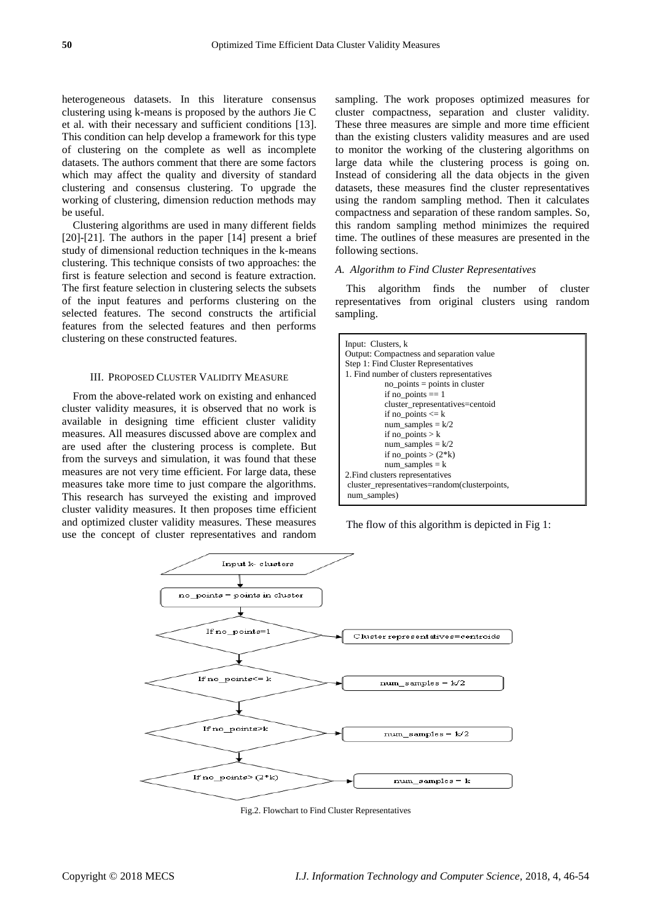heterogeneous datasets. In this literature consensus clustering using k-means is proposed by the authors Jie C et al. with their necessary and sufficient conditions [13]. This condition can help develop a framework for this type of clustering on the complete as well as incomplete datasets. The authors comment that there are some factors which may affect the quality and diversity of standard clustering and consensus clustering. To upgrade the working of clustering, dimension reduction methods may be useful.

Clustering algorithms are used in many different fields [20]-[21]. The authors in the paper [14] present a brief study of dimensional reduction techniques in the k-means clustering. This technique consists of two approaches: the first is feature selection and second is feature extraction. The first feature selection in clustering selects the subsets of the input features and performs clustering on the selected features. The second constructs the artificial features from the selected features and then performs clustering on these constructed features.

## III. Proposed Cluster Validity Measure

From the above-related work on existing and enhanced cluster validity measures, it is observed that no work is available in designing time efficient cluster validity measures. All measures discussed above are complex and are used after the clustering process is complete. But from the surveys and simulation, it was found that these measures are not very time efficient. For large data, these measures take more time to just compare the algorithms. This research has surveyed the existing and improved cluster validity measures. It then proposes time efficient and optimized cluster validity measures. These measures use the concept of cluster representatives and random sampling. The work proposes optimized measures for cluster compactness, separation and cluster validity. These three measures are simple and more time efficient than the existing clusters validity measures and are used to monitor the working of the clustering algorithms on large data while the clustering process is going on. Instead of considering all the data objects in the given datasets, these measures find the cluster representatives using the random sampling method. Then it calculates compactness and separation of these random samples. So, this random sampling method minimizes the required time. The outlines of these measures are presented in the following sections.

### *A. Algorithm to Find Cluster Representatives*

This algorithm finds the number of cluster representatives from original clusters using random sampling.

```
Input: Clusters, k
Output: Compactness and separation value
Step 1: Find Cluster Representatives
1. Find number of clusters representatives
        no_points = points in cluster
        if no_points == 1
        cluster_representatives=centoid
        if no_points <= k
        num_samples = k/2
        if no_points > k
        num_samples = k/2
        if no_points > (2*k)
        num_samples = k
2.Find clusters representatives
 cluster_representatives=random(clusterpoints,
 num_samples)
```

The flow of this algorithm is depicted in Fig 1:

Input k- clusters → no_points = points in cluster → If no_points=1 → Cluster representatives=centroids; If no_points<= k → num_samples = k/2; If no_points>k → num_samples = k/2; If no_points> (2*k) → num_samples = k

Fig.2. Flowchart to Find Cluster Representatives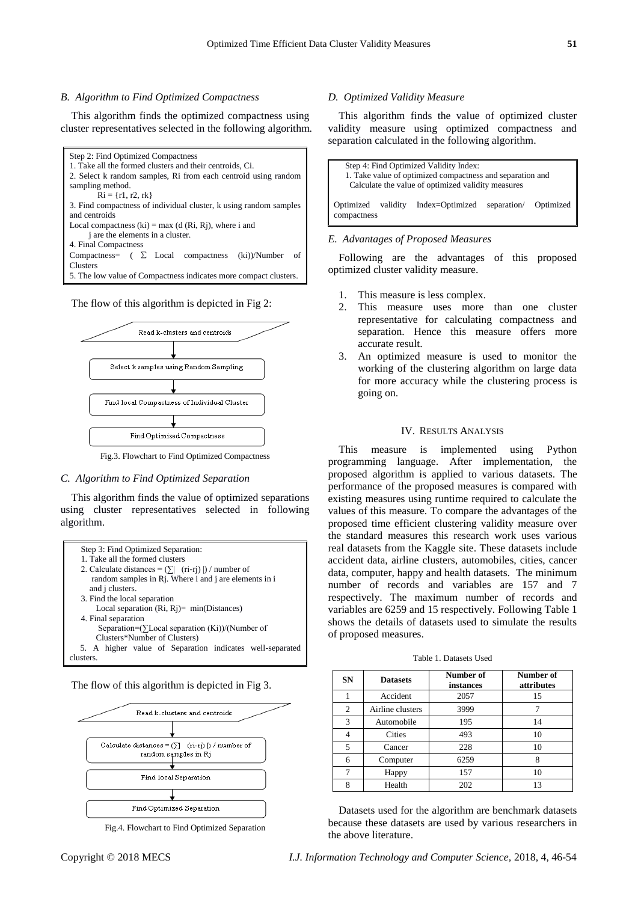### *B. Algorithm to Find Optimized Compactness*

This algorithm finds the optimized compactness using cluster representatives selected in the following algorithm.

> Step 2: Find Optimized Compactness
> 1. Take all the formed clusters and their centroids, Ci.
> 2. Select k random samples, Ri from each centroid using random sampling method.
> Ri = {r1, r2, rk}
> 3. Find compactness of individual cluster, k using random samples and centroids
> Local compactness (ki) = max (d (Ri, Rj), where i and j are the elements in a cluster.
> 4. Final Compactness
> Compactness= ( ∑ Local compactness (ki))/Number of Clusters
> 5. The low value of Compactness indicates more compact clusters.

The flow of this algorithm is depicted in Fig 2:

Read k-clusters and centroids → Select k samples using Random Sampling → Find local Compactness of Individual Cluster → Find Optimized Compactness

Fig.3. Flowchart to Find Optimized Compactness

### *C. Algorithm to Find Optimized Separation*

This algorithm finds the value of optimized separations using cluster representatives selected in following algorithm.

> Step 3: Find Optimized Separation:
> 1. Take all the formed clusters
> 2. Calculate distances = (∑| (ri-rj) |) / number of random samples in Rj. Where i and j are elements in i and j clusters.
> 3. Find the local separation
> Local separation (Ri, Rj)= min(Distances)
> 4. Final separation
> Separation=(∑Local separation (Ki))/(Number of Clusters*Number of Clusters)
> 5. A higher value of Separation indicates well-separated clusters.

The flow of this algorithm is depicted in Fig 3.

Read k-clusters and centroids → Calculate distances = (∑| (ri-rj) |) / number of random samples in Rj → Find local Separation → Find Optimized Separation

Fig.4. Flowchart to Find Optimized Separation

### *D. Optimized Validity Measure*

This algorithm finds the value of optimized cluster validity measure using optimized compactness and separation calculated in the following algorithm.

> Step 4: Find Optimized Validity Index:
> 1. Take value of optimized compactness and separation and Calculate the value of optimized validity measures
>
> Optimized validity Index=Optimized separation/ Optimized compactness

### *E. Advantages of Proposed Measures*

Following are the advantages of this proposed optimized cluster validity measure.

1. This measure is less complex.
2. This measure uses more than one cluster representative for calculating compactness and separation. Hence this measure offers more accurate result.
3. An optimized measure is used to monitor the working of the clustering algorithm on large data for more accuracy while the clustering process is going on.

## IV. Results Analysis

This measure is implemented using Python programming language. After implementation, the proposed algorithm is applied to various datasets. The performance of the proposed measures is compared with existing measures using runtime required to calculate the values of this measure. To compare the advantages of the proposed time efficient clustering validity measure over the standard measures this research work uses various real datasets from the Kaggle site. These datasets include accident data, airline clusters, automobiles, cities, cancer data, computer, happy and health datasets. The minimum number of records and variables are 157 and 7 respectively. The maximum number of records and variables are 6259 and 15 respectively. Following Table 1 shows the details of datasets used to simulate the results of proposed measures.

Table 1. Datasets Used

| SN | Datasets | Number of instances | Number of attributes |
|---|---|---|---|
| 1 | Accident | 2057 | 15 |
| 2 | Airline clusters | 3999 | 7 |
| 3 | Automobile | 195 | 14 |
| 4 | Cities | 493 | 10 |
| 5 | Cancer | 228 | 10 |
| 6 | Computer | 6259 | 8 |
| 7 | Happy | 157 | 10 |
| 8 | Health | 202 | 13 |

Datasets used for the algorithm are benchmark datasets because these datasets are used by various researchers in the above literature.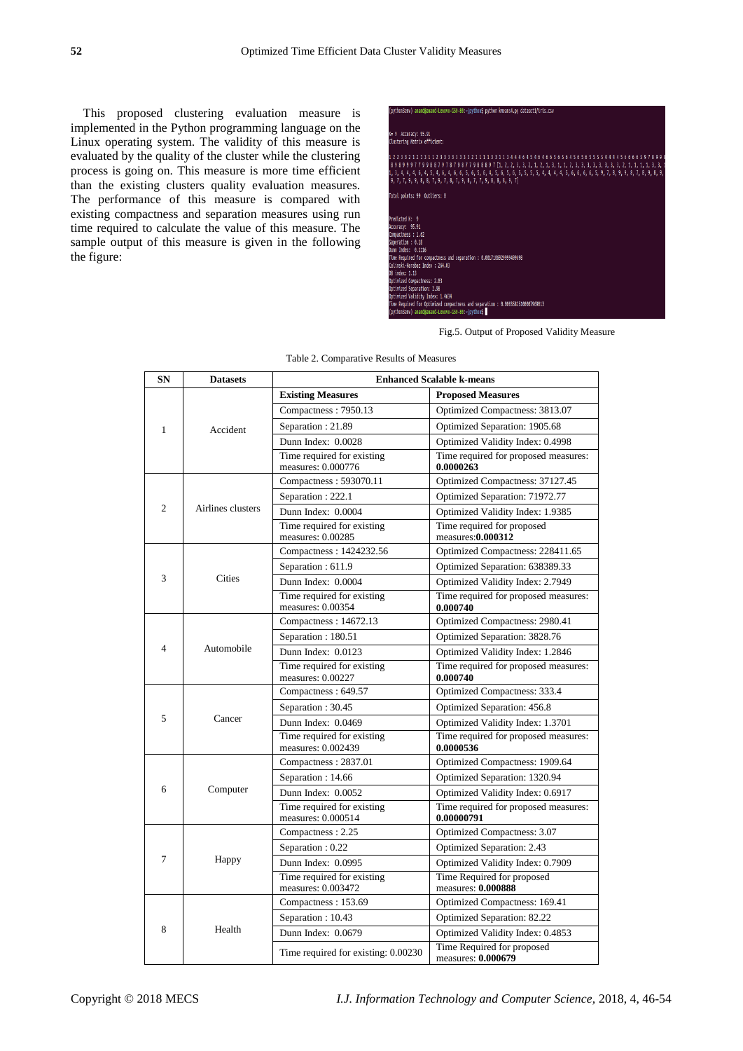This proposed clustering evaluation measure is implemented in the Python programming language on the Linux operating system. The validity of this measure is evaluated by the quality of the cluster while the clustering process is going on. This measure is more time efficient than the existing clusters quality evaluation measures. The performance of this measure is compared with existing compactness and separation measures using run time required to calculate the value of this measure. The sample output of this measure is given in the following the figure:

Fig.5. Output of Proposed Validity Measure

Table 2. Comparative Results of Measures

| SN | Datasets | Enhanced Scalable k-means | |
|---|---|---|---|
| | | **Existing Measures** | **Proposed Measures** |
| 1 | Accident | Compactness : 7950.13 | Optimized Compactness: 3813.07 |
| | | Separation : 21.89 | Optimized Separation: 1905.68 |
| | | Dunn Index: 0.0028 | Optimized Validity Index: 0.4998 |
| | | Time required for existing measures: 0.000776 | Time required for proposed measures: **0.0000263** |
| 2 | Airlines clusters | Compactness : 593070.11 | Optimized Compactness: 37127.45 |
| | | Separation : 222.1 | Optimized Separation: 71972.77 |
| | | Dunn Index: 0.0004 | Optimized Validity Index: 1.9385 |
| | | Time required for existing measures: 0.00285 | Time required for proposed measures:**0.000312** |
| 3 | Cities | Compactness : 1424232.56 | Optimized Compactness: 228411.65 |
| | | Separation : 611.9 | Optimized Separation: 638389.33 |
| | | Dunn Index: 0.0004 | Optimized Validity Index: 2.7949 |
| | | Time required for existing measures: 0.00354 | Time required for proposed measures: **0.000740** |
| 4 | Automobile | Compactness : 14672.13 | Optimized Compactness: 2980.41 |
| | | Separation : 180.51 | Optimized Separation: 3828.76 |
| | | Dunn Index: 0.0123 | Optimized Validity Index: 1.2846 |
| | | Time required for existing measures: 0.00227 | Time required for proposed measures: **0.000740** |
| 5 | Cancer | Compactness : 649.57 | Optimized Compactness: 333.4 |
| | | Separation : 30.45 | Optimized Separation: 456.8 |
| | | Dunn Index: 0.0469 | Optimized Validity Index: 1.3701 |
| | | Time required for existing measures: 0.002439 | Time required for proposed measures: **0.0000536** |
| 6 | Computer | Compactness : 2837.01 | Optimized Compactness: 1909.64 |
| | | Separation : 14.66 | Optimized Separation: 1320.94 |
| | | Dunn Index: 0.0052 | Optimized Validity Index: 0.6917 |
| | | Time required for existing measures: 0.000514 | Time required for proposed measures: **0.00000791** |
| 7 | Happy | Compactness : 2.25 | Optimized Compactness: 3.07 |
| | | Separation : 0.22 | Optimized Separation: 2.43 |
| | | Dunn Index: 0.0995 | Optimized Validity Index: 0.7909 |
| | | Time required for existing measures: 0.003472 | Time Required for proposed measures: **0.000888** |
| 8 | Health | Compactness : 153.69 | Optimized Compactness: 169.41 |
| | | Separation : 10.43 | Optimized Separation: 82.22 |
| | | Dunn Index: 0.0679 | Optimized Validity Index: 0.4853 |
| | | Time required for existing: 0.00230 | Time Required for proposed measures: **0.000679** |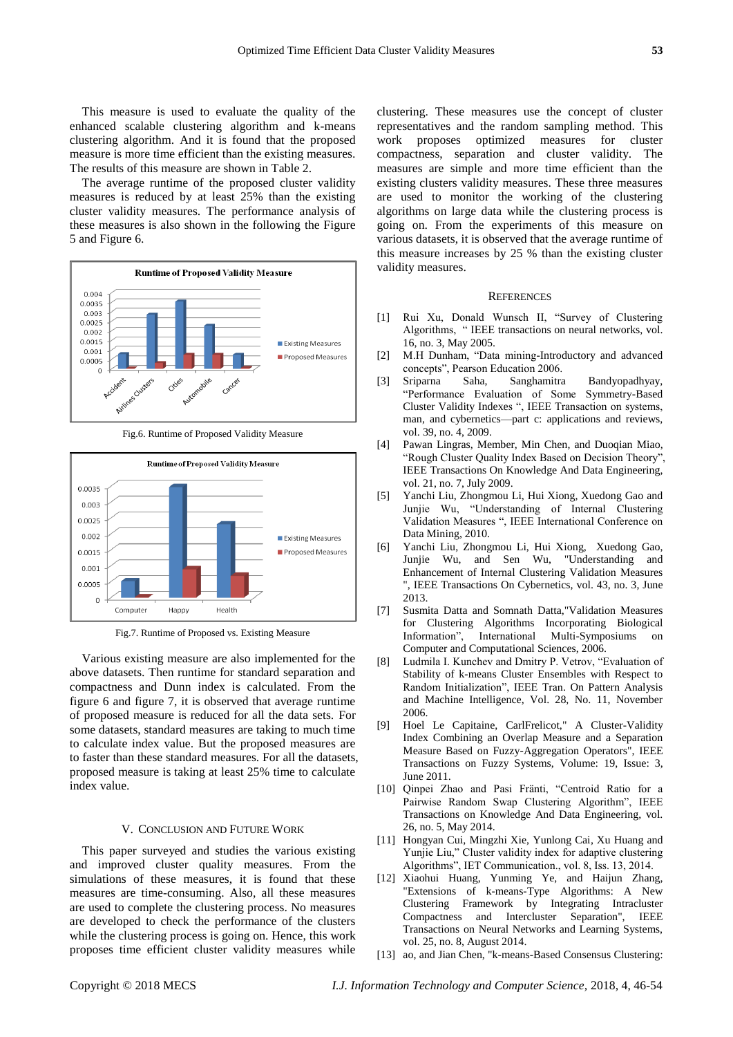This measure is used to evaluate the quality of the enhanced scalable clustering algorithm and k-means clustering algorithm. And it is found that the proposed measure is more time efficient than the existing measure. The results of this measure are shown in Table 2.

The average runtime of the proposed cluster validity measures is reduced by at least 25% than the existing cluster validity measures. The performance analysis of these measures is also shown in the following the Figure 5 and Figure 6.

Fig.6. Runtime of Proposed Validity Measure

Fig.7. Runtime of Proposed vs. Existing Measure

Various existing measure are also implemented for the above datasets. Then runtime for standard separation and compactness and Dunn index is calculated. From the figure 6 and figure 7, it is observed that average runtime of proposed measure is reduced for all the data sets. For some datasets, standard measures are taking to much time to calculate index value. But the proposed measures are to faster than these standard measures. For all the datasets, proposed measure is taking at least 25% time to calculate index value.

## V. Conclusion and Future Work

This paper surveyed and studies the various existing and improved cluster quality measures. From the simulations of these measures, it is found that these measures are time-consuming. Also, all these measures are used to complete the clustering process. No measures are developed to check the performance of the clusters while the clustering process is going on. Hence, this work proposes time efficient cluster validity measures while clustering. These measures use the concept of cluster representatives and the random sampling method. This work proposes optimized measures for cluster compactness, separation and cluster validity. The measures are simple and more time efficient than the existing clusters validity measures. These three measures are used to monitor the working of the clustering algorithms on large data while the clustering process is going on. From the experiments of this measure on various datasets, it is observed that the average runtime of this measure increases by 25 % than the existing cluster validity measures.

## References

[1] Rui Xu, Donald Wunsch II, "Survey of Clustering Algorithms, " IEEE transactions on neural networks, vol. 16, no. 3, May 2005.

[2] M.H Dunham, "Data mining-Introductory and advanced concepts", Pearson Education 2006.

[3] Sriparna Saha, Sanghamitra Bandyopadhyay, "Performance Evaluation of Some Symmetry-Based Cluster Validity Indexes ", IEEE Transaction on systems, man, and cybernetics—part c: applications and reviews, vol. 39, no. 4, 2009.

[4] Pawan Lingras, Member, Min Chen, and Duoqian Miao, "Rough Cluster Quality Index Based on Decision Theory", IEEE Transactions On Knowledge And Data Engineering, vol. 21, no. 7, July 2009.

[5] Yanchi Liu, Zhongmou Li, Hui Xiong, Xuedong Gao and Junjie Wu, "Understanding of Internal Clustering Validation Measures ", IEEE International Conference on Data Mining, 2010.

[6] Yanchi Liu, Zhongmou Li, Hui Xiong, Xuedong Gao, Junjie Wu, and Sen Wu, "Understanding and Enhancement of Internal Clustering Validation Measures ", IEEE Transactions On Cybernetics, vol. 43, no. 3, June 2013.

[7] Susmita Datta and Somnath Datta,"Validation Measures for Clustering Algorithms Incorporating Biological Information", International Multi-Symposiums on Computer and Computational Sciences, 2006.

[8] Ludmila I. Kunchev and Dmitry P. Vetrov, "Evaluation of Stability of k-means Cluster Ensembles with Respect to Random Initialization", IEEE Tran. On Pattern Analysis and Machine Intelligence, Vol. 28, No. 11, November 2006.

[9] Hoel Le Capitaine, CarlFrelicot," A Cluster-Validity Index Combining an Overlap Measure and a Separation Measure Based on Fuzzy-Aggregation Operators", IEEE Transactions on Fuzzy Systems, Volume: 19, Issue: 3, June 2011.

[10] Qinpei Zhao and Pasi Fränti, "Centroid Ratio for a Pairwise Random Swap Clustering Algorithm", IEEE Transactions on Knowledge And Data Engineering, vol. 26, no. 5, May 2014.

[11] Hongyan Cui, Mingzhi Xie, Yunlong Cai, Xu Huang and Yunjie Liu," Cluster validity index for adaptive clustering Algorithms", IET Communication., vol. 8, Iss. 13, 2014.

[12] Xiaohui Huang, Yunming Ye, and Haijun Zhang, "Extensions of k-means-Type Algorithms: A New Clustering Framework by Integrating Intracluster Compactness and Intercluster Separation", IEEE Transactions on Neural Networks and Learning Systems, vol. 25, no. 8, August 2014.

[13] ao, and Jian Chen, "k-means-Based Consensus Clustering: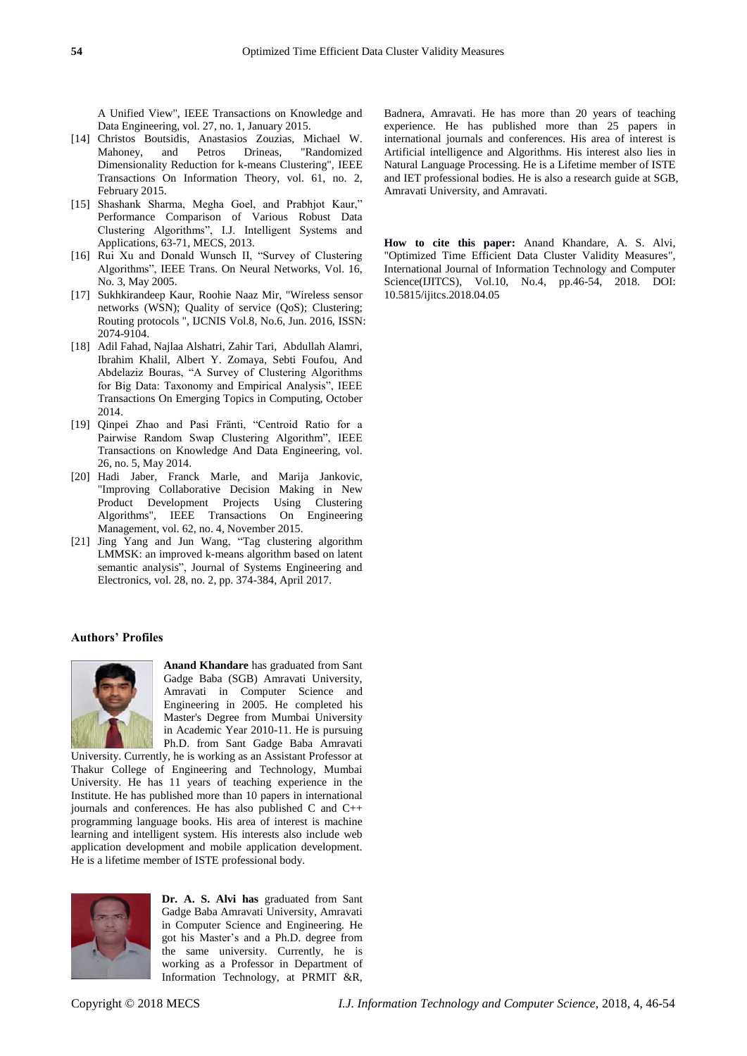A Unified View", IEEE Transactions on Knowledge and Data Engineering, vol. 27, no. 1, January 2015.

[14] Christos Boutsidis, Anastasios Zouzias, Michael W. Mahoney, and Petros Drineas, "Randomized Dimensionality Reduction for k-means Clustering", IEEE Transactions On Information Theory, vol. 61, no. 2, February 2015.

[15] Shashank Sharma, Megha Goel, and Prabhjot Kaur," Performance Comparison of Various Robust Data Clustering Algorithms", I.J. Intelligent Systems and Applications, 63-71, MECS, 2013.

[16] Rui Xu and Donald Wunsch II, "Survey of Clustering Algorithms", IEEE Trans. On Neural Networks, Vol. 16, No. 3, May 2005.

[17] Sukhkirandeep Kaur, Roohie Naaz Mir, "Wireless sensor networks (WSN); Quality of service (QoS); Clustering; Routing protocols ", IJCNIS Vol.8, No.6, Jun. 2016, ISSN: 2074-9104.

[18] Adil Fahad, Najlaa Alshatri, Zahir Tari, Abdullah Alamri, Ibrahim Khalil, Albert Y. Zomaya, Sebti Foufou, And Abdelaziz Bouras, "A Survey of Clustering Algorithms for Big Data: Taxonomy and Empirical Analysis", IEEE Transactions On Emerging Topics in Computing, October 2014.

[19] Qinpei Zhao and Pasi Fränti, "Centroid Ratio for a Pairwise Random Swap Clustering Algorithm", IEEE Transactions on Knowledge And Data Engineering, vol. 26, no. 5, May 2014.

[20] Hadi Jaber, Franck Marle, and Marija Jankovic, "Improving Collaborative Decision Making in New Product Development Projects Using Clustering Algorithms", IEEE Transactions On Engineering Management, vol. 62, no. 4, November 2015.

[21] Jing Yang and Jun Wang, "Tag clustering algorithm LMMSK: an improved k-means algorithm based on latent semantic analysis", Journal of Systems Engineering and Electronics, vol. 28, no. 2, pp. 374-384, April 2017.

## Authors' Profiles

**Anand Khandare** has graduated from Sant Gadge Baba (SGB) Amravati University, Amravati in Computer Science and Engineering in 2005. He completed his Master's Degree from Mumbai University in Academic Year 2010-11. He is pursuing Ph.D. from Sant Gadge Baba Amravati University. Currently, he is working as an Assistant Professor at Thakur College of Engineering and Technology, Mumbai University. He has 11 years of teaching experience in the Institute. He has published more than 10 papers in international journals and conferences. He has also published C and C++ programming language books. His area of interest is machine learning and intelligent system. His interests also include web application development and mobile application development. He is a lifetime member of ISTE professional body.

**Dr. A. S. Alvi has** graduated from Sant Gadge Baba Amravati University, Amravati in Computer Science and Engineering. He got his Master's and a Ph.D. degree from the same university. Currently, he is working as a Professor in Department of Information Technology, at PRMIT &R, Badnera, Amravati. He has more than 20 years of teaching experience. He has published more than 25 papers in international journals and conferences. His area of interest is Artificial intelligence and Algorithms. His interest also lies in Natural Language Processing. He is a Lifetime member of ISTE and IET professional bodies. He is also a research guide at SGB, Amravati University, and Amravati.

**How to cite this paper:** Anand Khandare, A. S. Alvi, "Optimized Time Efficient Data Cluster Validity Measures", International Journal of Information Technology and Computer Science(IJITCS), Vol.10, No.4, pp.46-54, 2018. DOI: 10.5815/ijitcs.2018.04.05